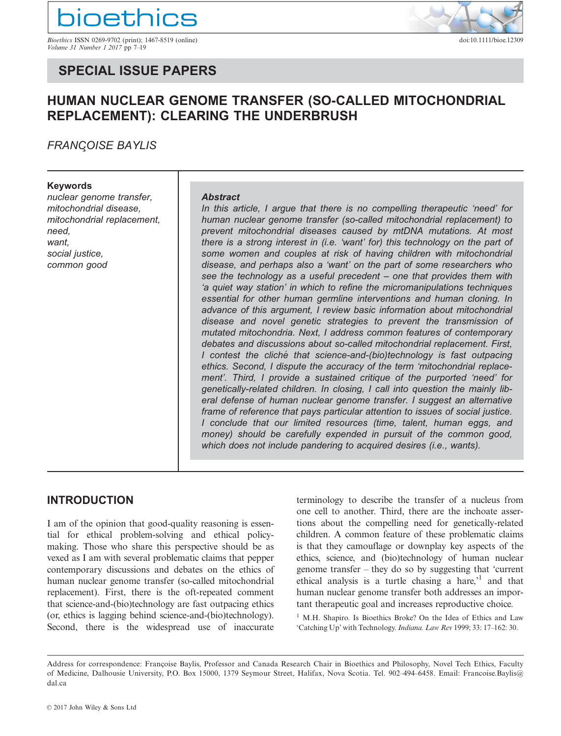## SPECIAL ISSUE PAPERS

# HUMAN NUCLEAR GENOME TRANSFER (SO-CALLED MITOCHONDRIAL REPLACEMENT): CLEARING THE UNDERBRUSH

*FRANÇOISE BAYLIS*

**Keywords**

*nuclear genome transfer,*
*mitochondrial disease,*
*mitochondrial replacement,*
*need,*
*want,*
*social justice,*
*common good*

***Abstract***

*In this article, I argue that there is no compelling therapeutic 'need' for human nuclear genome transfer (so-called mitochondrial replacement) to prevent mitochondrial diseases caused by mtDNA mutations. At most there is a strong interest in (i.e. 'want' for) this technology on the part of some women and couples at risk of having children with mitochondrial disease, and perhaps also a 'want' on the part of some researchers who see the technology as a useful precedent – one that provides them with 'a quiet way station' in which to refine the micromanipulations techniques essential for other human germline interventions and human cloning. In advance of this argument, I review basic information about mitochondrial disease and novel genetic strategies to prevent the transmission of mutated mitochondria. Next, I address common features of contemporary debates and discussions about so-called mitochondrial replacement. First, I contest the cliché that science-and-(bio)technology is fast outpacing ethics. Second, I dispute the accuracy of the term 'mitochondrial replacement'. Third, I provide a sustained critique of the purported 'need' for genetically-related children. In closing, I call into question the mainly liberal defense of human nuclear genome transfer. I suggest an alternative frame of reference that pays particular attention to issues of social justice. I conclude that our limited resources (time, talent, human eggs, and money) should be carefully expended in pursuit of the common good, which does not include pandering to acquired desires (i.e., wants).*

## INTRODUCTION

I am of the opinion that good-quality reasoning is essential for ethical problem-solving and ethical policy-making. Those who share this perspective should be as vexed as I am with several problematic claims that pepper contemporary discussions and debates on the ethics of human nuclear genome transfer (so-called mitochondrial replacement). First, there is the oft-repeated comment that science-and-(bio)technology are fast outpacing ethics (or, ethics is lagging behind science-and-(bio)technology). Second, there is the widespread use of inaccurate terminology to describe the transfer of a nucleus from one cell to another. Third, there are the inchoate assertions about the compelling need for genetically-related children. A common feature of these problematic claims is that they camouflage or downplay key aspects of the ethics, science, and (bio)technology of human nuclear genome transfer – they do so by suggesting that 'current ethical analysis is a turtle chasing a hare,'[1] and that human nuclear genome transfer both addresses an important therapeutic goal and increases reproductive choice.

[1] M.H. Shapiro. Is Bioethics Broke? On the Idea of Ethics and Law 'Catching Up' with Technology. *Indiana. Law Rev* 1999; 33: 17–162: 30.

Address for correspondence: Françoise Baylis, Professor and Canada Research Chair in Bioethics and Philosophy, Novel Tech Ethics, Faculty of Medicine, Dalhousie University, P.O. Box 15000, 1379 Seymour Street, Halifax, Nova Scotia. Tel. 902–494–6458. Email: Francoise.Baylis@dal.ca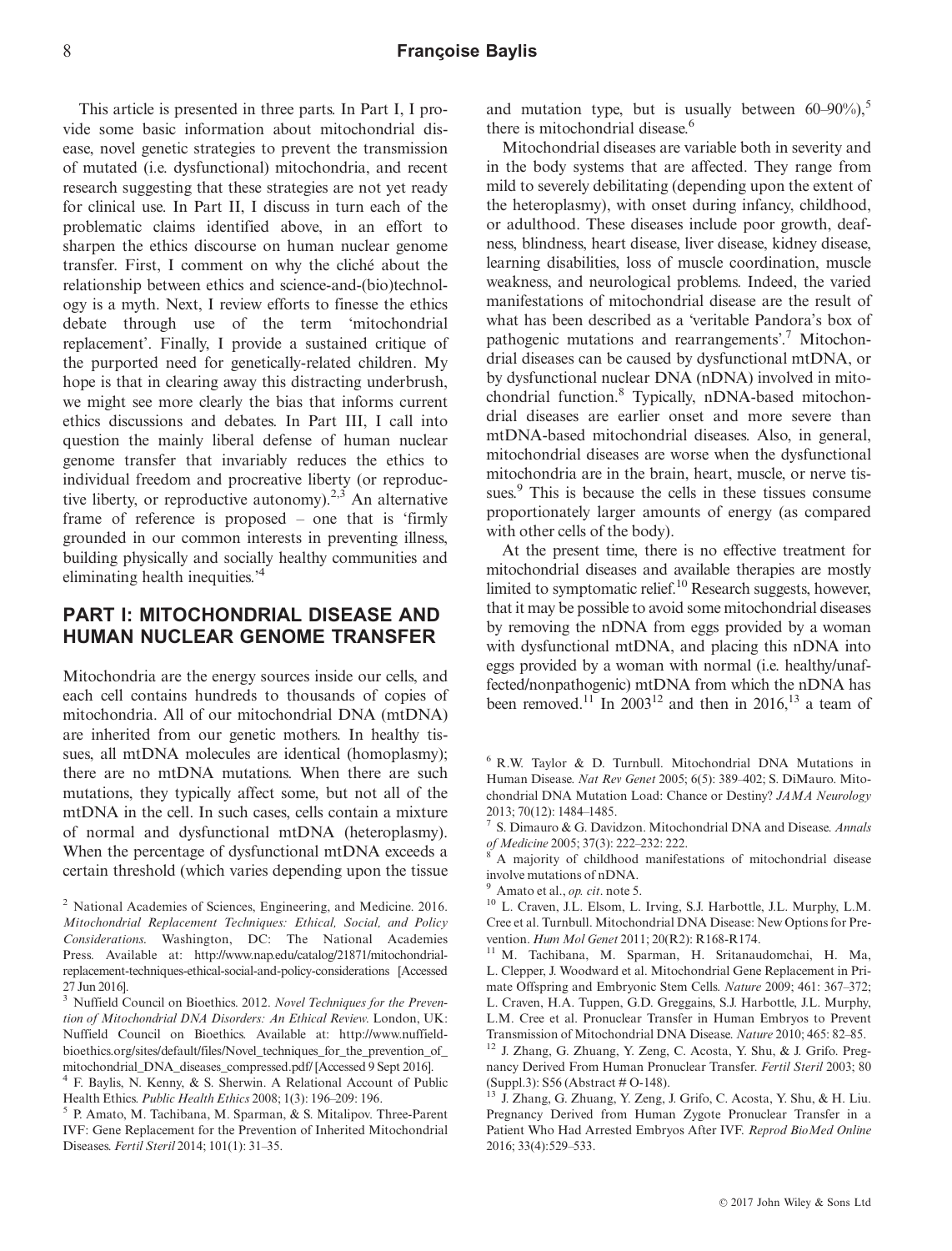This article is presented in three parts. In Part I, I provide some basic information about mitochondrial disease, novel genetic strategies to prevent the transmission of mutated (i.e. dysfunctional) mitochondria, and recent research suggesting that these strategies are not yet ready for clinical use. In Part II, I discuss in turn each of the problematic claims identified above, in an effort to sharpen the ethics discourse on human nuclear genome transfer. First, I comment on why the cliché about the relationship between ethics and science-and-(bio)technology is a myth. Next, I review efforts to finesse the ethics debate through use of the term 'mitochondrial replacement'. Finally, I provide a sustained critique of the purported need for genetically-related children. My hope is that in clearing away this distracting underbrush, we might see more clearly the bias that informs current ethics discussions and debates. In Part III, I call into question the mainly liberal defense of human nuclear genome transfer that invariably reduces the ethics to individual freedom and procreative liberty (or reproductive liberty, or reproductive autonomy).[2,3] An alternative frame of reference is proposed – one that is 'firmly grounded in our common interests in preventing illness, building physically and socially healthy communities and eliminating health inequities.'[4]

## PART I: MITOCHONDRIAL DISEASE AND HUMAN NUCLEAR GENOME TRANSFER

Mitochondria are the energy sources inside our cells, and each cell contains hundreds to thousands of copies of mitochondria. All of our mitochondrial DNA (mtDNA) are inherited from our genetic mothers. In healthy tissues, all mtDNA molecules are identical (homoplasmy); there are no mtDNA mutations. When there are such mutations, they typically affect some, but not all of the mtDNA in the cell. In such cases, cells contain a mixture of normal and dysfunctional mtDNA (heteroplasmy). When the percentage of dysfunctional mtDNA exceeds a certain threshold (which varies depending upon the tissue and mutation type, but is usually between 60–90%),[5] there is mitochondrial disease.[6]

Mitochondrial diseases are variable both in severity and in the body systems that are affected. They range from mild to severely debilitating (depending upon the extent of the heteroplasmy), with onset during infancy, childhood, or adulthood. These diseases include poor growth, deafness, blindness, heart disease, liver disease, kidney disease, learning disabilities, loss of muscle coordination, muscle weakness, and neurological problems. Indeed, the varied manifestations of mitochondrial disease are the result of what has been described as a 'veritable Pandora's box of pathogenic mutations and rearrangements'.[7] Mitochondrial diseases can be caused by dysfunctional mtDNA, or by dysfunctional nuclear DNA (nDNA) involved in mitochondrial function.[8] Typically, nDNA-based mitochondrial diseases are earlier onset and more severe than mtDNA-based mitochondrial diseases. Also, in general, mitochondrial diseases are worse when the dysfunctional mitochondria are in the brain, heart, muscle, or nerve tissues.[9] This is because the cells in these tissues consume proportionately larger amounts of energy (as compared with other cells of the body).

At the present time, there is no effective treatment for mitochondrial diseases and available therapies are mostly limited to symptomatic relief.[10] Research suggests, however, that it may be possible to avoid some mitochondrial diseases by removing the nDNA from eggs provided by a woman with dysfunctional mtDNA, and placing this nDNA into eggs provided by a woman with normal (i.e. healthy/unaffected/nonpathogenic) mtDNA from which the nDNA has been removed.[11] In 2003[12] and then in 2016,[13] a team of

[2] National Academies of Sciences, Engineering, and Medicine. 2016. *Mitochondrial Replacement Techniques: Ethical, Social, and Policy Considerations*. Washington, DC: The National Academies Press. Available at: http://www.nap.edu/catalog/21871/mitochondrial-replacement-techniques-ethical-social-and-policy-considerations [Accessed 27 Jun 2016].

[3] Nuffield Council on Bioethics. 2012. *Novel Techniques for the Prevention of Mitochondrial DNA Disorders: An Ethical Review*. London, UK: Nuffield Council on Bioethics. Available at: http://www.nuffieldbioethics.org/sites/default/files/Novel_techniques_for_the_prevention_of_mitochondrial_DNA_diseases_compressed.pdf/ [Accessed 9 Sept 2016].

[4] F. Baylis, N. Kenny, & S. Sherwin. A Relational Account of Public Health Ethics. *Public Health Ethics* 2008; 1(3): 196–209: 196.

[5] P. Amato, M. Tachibana, M. Sparman, & S. Mitalipov. Three-Parent IVF: Gene Replacement for the Prevention of Inherited Mitochondrial Diseases. *Fertil Steril* 2014; 101(1): 31–35.

[6] R.W. Taylor & D. Turnbull. Mitochondrial DNA Mutations in Human Disease. *Nat Rev Genet* 2005; 6(5): 389–402; S. DiMauro. Mitochondrial DNA Mutation Load: Chance or Destiny? *JAMA Neurology* 2013; 70(12): 1484–1485.

[7] S. Dimauro & G. Davidzon. Mitochondrial DNA and Disease. *Annals of Medicine* 2005; 37(3): 222–232: 222.

[8] A majority of childhood manifestations of mitochondrial disease involve mutations of nDNA.

[9] Amato et al., *op. cit*. note 5.

[10] L. Craven, J.L. Elsom, L. Irving, S.J. Harbottle, J.L. Murphy, L.M. Cree et al. Turnbull. Mitochondrial DNA Disease: New Options for Prevention. *Hum Mol Genet* 2011; 20(R2): R168-R174.

[11] M. Tachibana, M. Sparman, H. Sritanaudomchai, H. Ma, L. Clepper, J. Woodward et al. Mitochondrial Gene Replacement in Primate Offspring and Embryonic Stem Cells. *Nature* 2009; 461: 367–372; L. Craven, H.A. Tuppen, G.D. Greggains, S.J. Harbottle, J.L. Murphy, L.M. Cree et al. Pronuclear Transfer in Human Embryos to Prevent Transmission of Mitochondrial DNA Disease. *Nature* 2010; 465: 82–85.

[12] J. Zhang, G. Zhuang, Y. Zeng, C. Acosta, Y. Shu, & J. Grifo. Pregnancy Derived From Human Pronuclear Transfer. *Fertil Steril* 2003; 80 (Suppl.3): S56 (Abstract # O-148).

[13] J. Zhang, G. Zhuang, Y. Zeng, J. Grifo, C. Acosta, Y. Shu, & H. Liu. Pregnancy Derived from Human Zygote Pronuclear Transfer in a Patient Who Had Arrested Embryos After IVF. *Reprod BioMed Online* 2016; 33(4):529–533.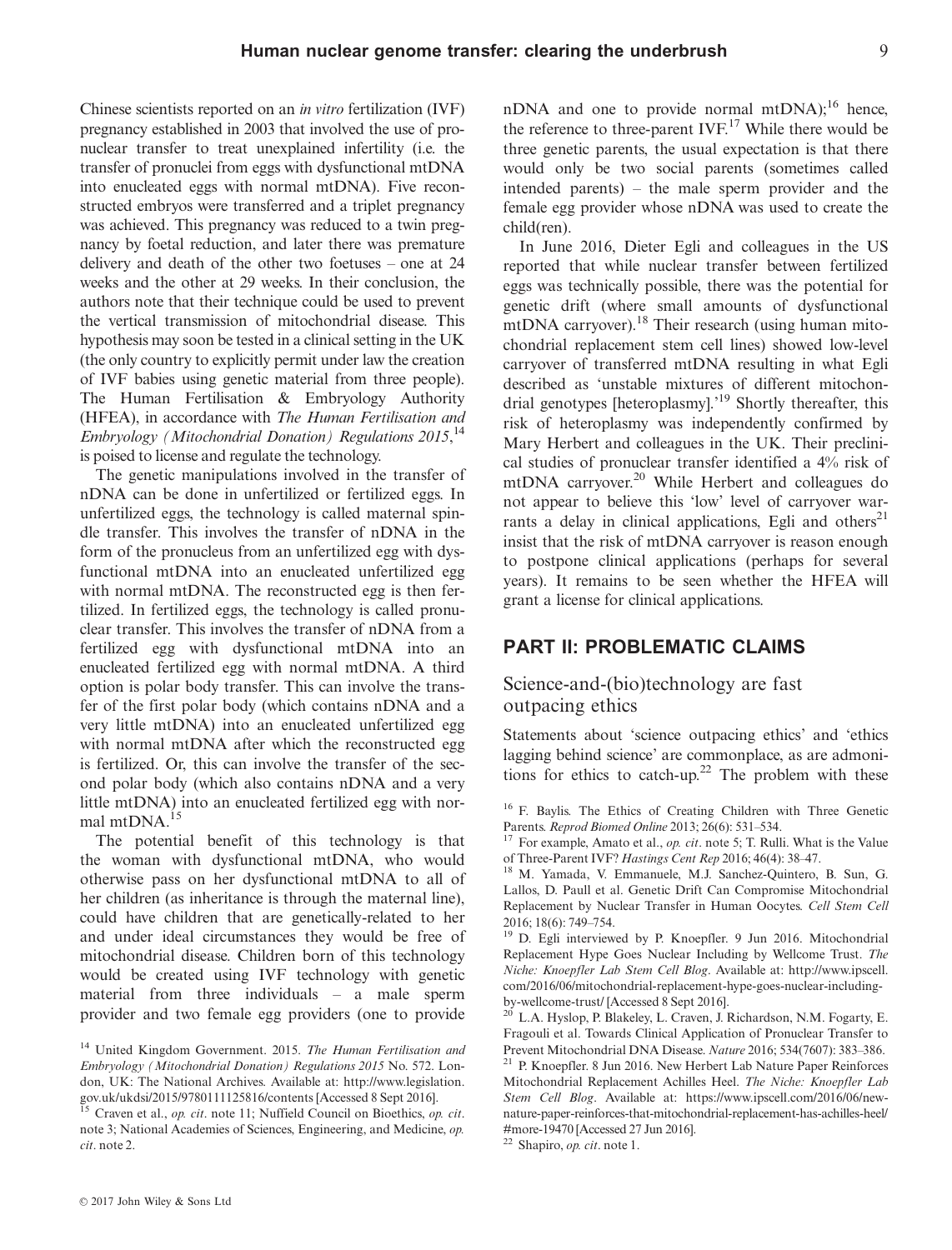Chinese scientists reported on an *in vitro* fertilization (IVF) pregnancy established in 2003 that involved the use of pronuclear transfer to treat unexplained infertility (i.e. the transfer of pronuclei from eggs with dysfunctional mtDNA into enucleated eggs with normal mtDNA). Five reconstructed embryos were transferred and a triplet pregnancy was achieved. This pregnancy was reduced to a twin pregnancy by foetal reduction, and later there was premature delivery and death of the other two foetuses – one at 24 weeks and the other at 29 weeks. In their conclusion, the authors note that their technique could be used to prevent the vertical transmission of mitochondrial disease. This hypothesis may soon be tested in a clinical setting in the UK (the only country to explicitly permit under law the creation of IVF babies using genetic material from three people). The Human Fertilisation & Embryology Authority (HFEA), in accordance with *The Human Fertilisation and Embryology (Mitochondrial Donation) Regulations 2015*,[14] is poised to license and regulate the technology.

The genetic manipulations involved in the transfer of nDNA can be done in unfertilized or fertilized eggs. In unfertilized eggs, the technology is called maternal spindle transfer. This involves the transfer of nDNA in the form of the pronucleus from an unfertilized egg with dysfunctional mtDNA into an enucleated unfertilized egg with normal mtDNA. The reconstructed egg is then fertilized. In fertilized eggs, the technology is called pronuclear transfer. This involves the transfer of nDNA from a fertilized egg with dysfunctional mtDNA into an enucleated fertilized egg with normal mtDNA. A third option is polar body transfer. This can involve the transfer of the first polar body (which contains nDNA and a very little mtDNA) into an enucleated unfertilized egg with normal mtDNA after which the reconstructed egg is fertilized. Or, this can involve the transfer of the second polar body (which also contains nDNA and a very little mtDNA) into an enucleated fertilized egg with normal mtDNA.[15]

The potential benefit of this technology is that the woman with dysfunctional mtDNA, who would otherwise pass on her dysfunctional mtDNA to all of her children (as inheritance is through the maternal line), could have children that are genetically-related to her and under ideal circumstances they would be free of mitochondrial disease. Children born of this technology would be created using IVF technology with genetic material from three individuals – a male sperm provider and two female egg providers (one to provide nDNA and one to provide normal mtDNA);[16] hence, the reference to three-parent IVF.[17] While there would be three genetic parents, the usual expectation is that there would only be two social parents (sometimes called intended parents) – the male sperm provider and the female egg provider whose nDNA was used to create the child(ren).

In June 2016, Dieter Egli and colleagues in the US reported that while nuclear transfer between fertilized eggs was technically possible, there was the potential for genetic drift (where small amounts of dysfunctional mtDNA carryover).[18] Their research (using human mitochondrial replacement stem cell lines) showed low-level carryover of transferred mtDNA resulting in what Egli described as 'unstable mixtures of different mitochondrial genotypes [heteroplasmy].'[19] Shortly thereafter, this risk of heteroplasmy was independently confirmed by Mary Herbert and colleagues in the UK. Their preclinical studies of pronuclear transfer identified a 4% risk of mtDNA carryover.[20] While Herbert and colleagues do not appear to believe this 'low' level of carryover warrants a delay in clinical applications, Egli and others[21] insist that the risk of mtDNA carryover is reason enough to postpone clinical applications (perhaps for several years). It remains to be seen whether the HFEA will grant a license for clinical applications.

## PART II: PROBLEMATIC CLAIMS

### Science-and-(bio)technology are fast outpacing ethics

Statements about 'science outpacing ethics' and 'ethics lagging behind science' are commonplace, as are admonitions for ethics to catch-up.[22] The problem with these

---

[14] United Kingdom Government. 2015. *The Human Fertilisation and Embryology (Mitochondrial Donation) Regulations 2015* No. 572. London, UK: The National Archives. Available at: http://www.legislation.gov.uk/ukdsi/2015/9780111125816/contents [Accessed 8 Sept 2016].

[15] Craven et al., *op. cit*. note 11; Nuffield Council on Bioethics, *op. cit*. note 3; National Academies of Sciences, Engineering, and Medicine, *op. cit*. note 2.

[16] F. Baylis. The Ethics of Creating Children with Three Genetic Parents. *Reprod Biomed Online* 2013; 26(6): 531–534.

[17] For example, Amato et al., *op. cit*. note 5; T. Rulli. What is the Value of Three-Parent IVF? *Hastings Cent Rep* 2016; 46(4): 38–47.

[18] M. Yamada, V. Emmanuele, M.J. Sanchez-Quintero, B. Sun, G. Lallos, D. Paull et al. Genetic Drift Can Compromise Mitochondrial Replacement by Nuclear Transfer in Human Oocytes. *Cell Stem Cell* 2016; 18(6): 749–754.

[19] D. Egli interviewed by P. Knoepfler. 9 Jun 2016. Mitochondrial Replacement Hype Goes Nuclear Including by Wellcome Trust. *The Niche: Knoepfler Lab Stem Cell Blog*. Available at: http://www.ipscell.com/2016/06/mitochondrial-replacement-hype-goes-nuclear-including-by-wellcome-trust/ [Accessed 8 Sept 2016].

[20] L.A. Hyslop, P. Blakeley, L. Craven, J. Richardson, N.M. Fogarty, E. Fragouli et al. Towards Clinical Application of Pronuclear Transfer to Prevent Mitochondrial DNA Disease. *Nature* 2016; 534(7607): 383–386.

[21] P. Knoepfler. 8 Jun 2016. New Herbert Lab Nature Paper Reinforces Mitochondrial Replacement Achilles Heel. *The Niche: Knoepfler Lab Stem Cell Blog*. Available at: https://www.ipscell.com/2016/06/new-nature-paper-reinforces-that-mitochondrial-replacement-has-achilles-heel/#more-19470 [Accessed 27 Jun 2016].

[22] Shapiro, *op. cit*. note 1.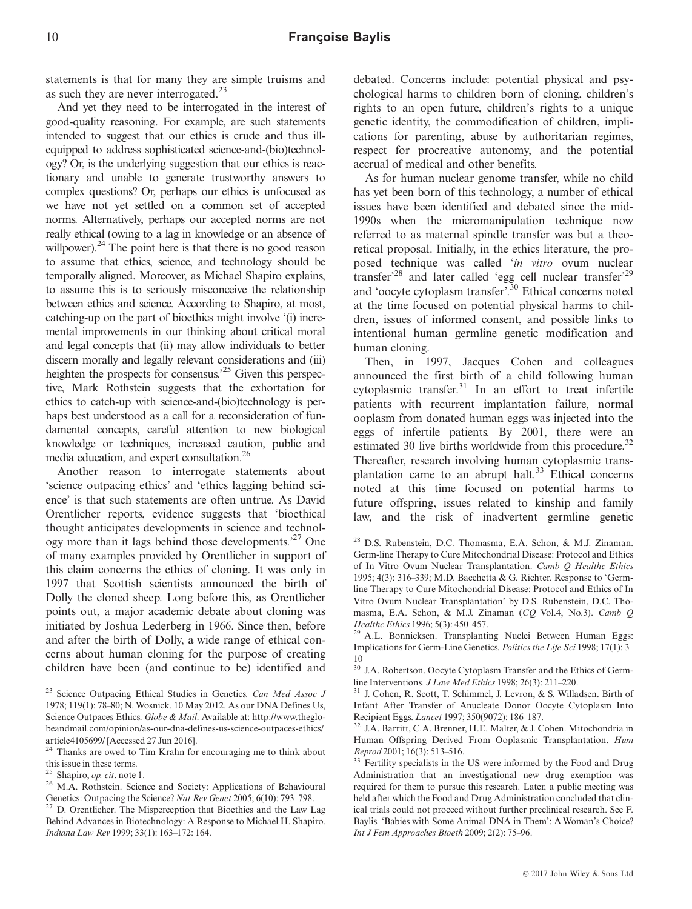statements is that for many they are simple truisms and as such they are never interrogated.[23]

And yet they need to be interrogated in the interest of good-quality reasoning. For example, are such statements intended to suggest that our ethics is crude and thus ill-equipped to address sophisticated science-and-(bio)technology? Or, is the underlying suggestion that our ethics is reactionary and unable to generate trustworthy answers to complex questions? Or, perhaps our ethics is unfocused as we have not yet settled on a common set of accepted norms. Alternatively, perhaps our accepted norms are not really ethical (owing to a lag in knowledge or an absence of willpower).[24] The point here is that there is no good reason to assume that ethics, science, and technology should be temporally aligned. Moreover, as Michael Shapiro explains, to assume this is to seriously misconceive the relationship between ethics and science. According to Shapiro, at most, catching-up on the part of bioethics might involve '(i) incremental improvements in our thinking about critical moral and legal concepts that (ii) may allow individuals to better discern morally and legally relevant considerations and (iii) heighten the prospects for consensus.'[25] Given this perspective, Mark Rothstein suggests that the exhortation for ethics to catch-up with science-and-(bio)technology is perhaps best understood as a call for a reconsideration of fundamental concepts, careful attention to new biological knowledge or techniques, increased caution, public and media education, and expert consultation.[26]

Another reason to interrogate statements about 'science outpacing ethics' and 'ethics lagging behind science' is that such statements are often untrue. As David Orentlicher reports, evidence suggests that 'bioethical thought anticipates developments in science and technology more than it lags behind those developments.'[27] One of many examples provided by Orentlicher in support of this claim concerns the ethics of cloning. It was only in 1997 that Scottish scientists announced the birth of Dolly the cloned sheep. Long before this, as Orentlicher points out, a major academic debate about cloning was initiated by Joshua Lederberg in 1966. Since then, before and after the birth of Dolly, a wide range of ethical concerns about human cloning for the purpose of creating children have been (and continue to be) identified and debated. Concerns include: potential physical and psychological harms to children born of cloning, children's rights to an open future, children's rights to a unique genetic identity, the commodification of children, implications for parenting, abuse by authoritarian regimes, respect for procreative autonomy, and the potential accrual of medical and other benefits.

As for human nuclear genome transfer, while no child has yet been born of this technology, a number of ethical issues have been identified and debated since the mid-1990s when the micromanipulation technique now referred to as maternal spindle transfer was but a theoretical proposal. Initially, in the ethics literature, the proposed technique was called '*in vitro* ovum nuclear transfer'[28] and later called 'egg cell nuclear transfer'[29] and 'oocyte cytoplasm transfer'.[30] Ethical concerns noted at the time focused on potential physical harms to children, issues of informed consent, and possible links to intentional human germline genetic modification and human cloning.

Then, in 1997, Jacques Cohen and colleagues announced the first birth of a child following human cytoplasmic transfer.[31] In an effort to treat infertile patients with recurrent implantation failure, normal ooplasm from donated human eggs was injected into the eggs of infertile patients. By 2001, there were an estimated 30 live births worldwide from this procedure.[32] Thereafter, research involving human cytoplasmic transplantation came to an abrupt halt.[33] Ethical concerns noted at this time focused on potential harms to future offspring, issues related to kinship and family law, and the risk of inadvertent germline genetic

---

[23] Science Outpacing Ethical Studies in Genetics. *Can Med Assoc J* 1978; 119(1): 78–80; N. Wosnick. 10 May 2012. As our DNA Defines Us, Science Outpaces Ethics. *Globe & Mail*. Available at: http://www.theglobeandmail.com/opinion/as-our-dna-defines-us-science-outpaces-ethics/article4105699/ [Accessed 27 Jun 2016].

[24] Thanks are owed to Tim Krahn for encouraging me to think about this issue in these terms.

[25] Shapiro, *op. cit*. note 1.

[26] M.A. Rothstein. Science and Society: Applications of Behavioural Genetics: Outpacing the Science? *Nat Rev Genet* 2005; 6(10): 793–798.

[27] D. Orentlicher. The Misperception that Bioethics and the Law Lag Behind Advances in Biotechnology: A Response to Michael H. Shapiro. *Indiana Law Rev* 1999; 33(1): 163–172: 164.

[28] D.S. Rubenstein, D.C. Thomasma, E.A. Schon, & M.J. Zinaman. Germ-line Therapy to Cure Mitochondrial Disease: Protocol and Ethics of In Vitro Ovum Nuclear Transplantation. *Camb Q Healthc Ethics* 1995; 4(3): 316–339; M.D. Bacchetta & G. Richter. Response to 'Germ-line Therapy to Cure Mitochondrial Disease: Protocol and Ethics of In Vitro Ovum Nuclear Transplantation' by D.S. Rubenstein, D.C. Thomasma, E.A. Schon, & M.J. Zinaman (*CQ* Vol.4, No.3). *Camb Q Healthc Ethics* 1996; 5(3): 450–457.

[29] A.L. Bonnicksen. Transplanting Nuclei Between Human Eggs: Implications for Germ-Line Genetics. *Politics the Life Sci* 1998; 17(1): 3–10

[30] J.A. Robertson. Oocyte Cytoplasm Transfer and the Ethics of Germ-line Interventions. *J Law Med Ethics* 1998; 26(3): 211–220.

[31] J. Cohen, R. Scott, T. Schimmel, J. Levron, & S. Willadsen. Birth of Infant After Transfer of Anucleate Donor Oocyte Cytoplasm Into Recipient Eggs. *Lancet* 1997; 350(9072): 186–187.

[32] J.A. Barritt, C.A. Brenner, H.E. Malter, & J. Cohen. Mitochondria in Human Offspring Derived From Ooplasmic Transplantation. *Hum Reprod* 2001; 16(3): 513–516.

[33] Fertility specialists in the US were informed by the Food and Drug Administration that an investigational new drug exemption was required for them to pursue this research. Later, a public meeting was held after which the Food and Drug Administration concluded that clinical trials could not proceed without further preclinical research. See F. Baylis. 'Babies with Some Animal DNA in Them': A Woman's Choice? *Int J Fem Approaches Bioeth* 2009; 2(2): 75–96.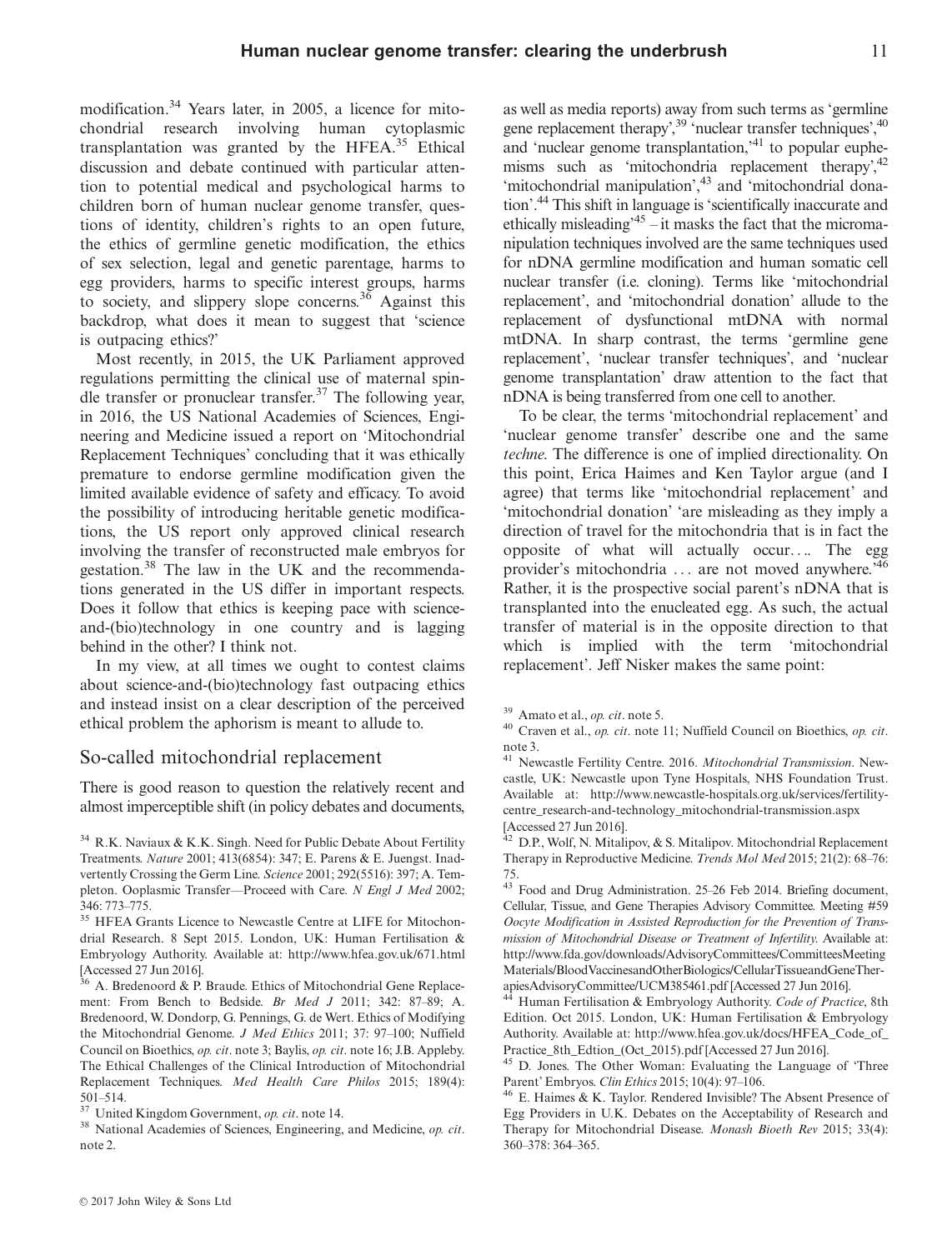modification.[34] Years later, in 2005, a licence for mitochondrial research involving human cytoplasmic transplantation was granted by the HFEA.[35] Ethical discussion and debate continued with particular attention to potential medical and psychological harms to children born of human nuclear genome transfer, questions of identity, children's rights to an open future, the ethics of germline genetic modification, the ethics of sex selection, legal and genetic parentage, harms to egg providers, harms to specific interest groups, harms to society, and slippery slope concerns.[36] Against this backdrop, what does it mean to suggest that 'science is outpacing ethics?'

Most recently, in 2015, the UK Parliament approved regulations permitting the clinical use of maternal spindle transfer or pronuclear transfer.[37] The following year, in 2016, the US National Academies of Sciences, Engineering and Medicine issued a report on 'Mitochondrial Replacement Techniques' concluding that it was ethically premature to endorse germline modification given the limited available evidence of safety and efficacy. To avoid the possibility of introducing heritable genetic modifications, the US report only approved clinical research involving the transfer of reconstructed male embryos for gestation.[38] The law in the UK and the recommendations generated in the US differ in important respects. Does it follow that ethics is keeping pace with science-and-(bio)technology in one country and is lagging behind in the other? I think not.

In my view, at all times we ought to contest claims about science-and-(bio)technology fast outpacing ethics and instead insist on a clear description of the perceived ethical problem the aphorism is meant to allude to.

## So-called mitochondrial replacement

There is good reason to question the relatively recent and almost imperceptible shift (in policy debates and documents, as well as media reports) away from such terms as 'germline gene replacement therapy',[39] 'nuclear transfer techniques',[40] and 'nuclear genome transplantation,'[41] to popular euphemisms such as 'mitochondria replacement therapy',[42] 'mitochondrial manipulation',[43] and 'mitochondrial donation'.[44] This shift in language is 'scientifically inaccurate and ethically misleading'[45] – it masks the fact that the micromanipulation techniques involved are the same techniques used for nDNA germline modification and human somatic cell nuclear transfer (i.e. cloning). Terms like 'mitochondrial replacement', and 'mitochondrial donation' allude to the replacement of dysfunctional mtDNA with normal mtDNA. In sharp contrast, the terms 'germline gene replacement', 'nuclear transfer techniques', and 'nuclear genome transplantation' draw attention to the fact that nDNA is being transferred from one cell to another.

To be clear, the terms 'mitochondrial replacement' and 'nuclear genome transfer' describe one and the same *techne*. The difference is one of implied directionality. On this point, Erica Haimes and Ken Taylor argue (and I agree) that terms like 'mitochondrial replacement' and 'mitochondrial donation' 'are misleading as they imply a direction of travel for the mitochondria that is in fact the opposite of what will actually occur…. The egg provider's mitochondria … are not moved anywhere.'[46] Rather, it is the prospective social parent's nDNA that is transplanted into the enucleated egg. As such, the actual transfer of material is in the opposite direction to that which is implied with the term 'mitochondrial replacement'. Jeff Nisker makes the same point:

---

[34] R.K. Naviaux & K.K. Singh. Need for Public Debate About Fertility Treatments. *Nature* 2001; 413(6854): 347; E. Parens & E. Juengst. Inadvertently Crossing the Germ Line. *Science* 2001; 292(5516): 397; A. Templeton. Ooplasmic Transfer—Proceed with Care. *N Engl J Med* 2002; 346: 773–775.

[35] HFEA Grants Licence to Newcastle Centre at LIFE for Mitochondrial Research. 8 Sept 2015. London, UK: Human Fertilisation & Embryology Authority. Available at: http://www.hfea.gov.uk/671.html [Accessed 27 Jun 2016].

[36] A. Bredenoord & P. Braude. Ethics of Mitochondrial Gene Replacement: From Bench to Bedside. *Br Med J* 2011; 342: 87–89; A. Bredenoord, W. Dondorp, G. Pennings, G. de Wert. Ethics of Modifying the Mitochondrial Genome. *J Med Ethics* 2011; 37: 97–100; Nuffield Council on Bioethics, *op. cit*. note 3; Baylis, *op. cit*. note 16; J.B. Appleby. The Ethical Challenges of the Clinical Introduction of Mitochondrial Replacement Techniques. *Med Health Care Philos* 2015; 189(4): 501–514.

[37] United Kingdom Government, *op. cit*. note 14.

[38] National Academies of Sciences, Engineering, and Medicine, *op. cit*. note 2.

[39] Amato et al., *op. cit*. note 5.

[40] Craven et al., *op. cit*. note 11; Nuffield Council on Bioethics, *op. cit*. note 3.

[41] Newcastle Fertility Centre. 2016. *Mitochondrial Transmission*. Newcastle, UK: Newcastle upon Tyne Hospitals, NHS Foundation Trust. Available at: http://www.newcastle-hospitals.org.uk/services/fertility-centre_research-and-technology_mitochondrial-transmission.aspx [Accessed 27 Jun 2016].

[42] D.P., Wolf, N. Mitalipov, & S. Mitalipov. Mitochondrial Replacement Therapy in Reproductive Medicine. *Trends Mol Med* 2015; 21(2): 68–76: 75.

[43] Food and Drug Administration. 25–26 Feb 2014. Briefing document, Cellular, Tissue, and Gene Therapies Advisory Committee. Meeting #59 *Oocyte Modification in Assisted Reproduction for the Prevention of Transmission of Mitochondrial Disease or Treatment of Infertility*. Available at: http://www.fda.gov/downloads/AdvisoryCommittees/CommitteesMeetingMaterials/BloodVaccinesandOtherBiologics/CellularTissueandGeneTherapiesAdvisoryCommittee/UCM385461.pdf [Accessed 27 Jun 2016].

[44] Human Fertilisation & Embryology Authority. *Code of Practice*, 8th Edition. Oct 2015. London, UK: Human Fertilisation & Embryology Authority. Available at: http://www.hfea.gov.uk/docs/HFEA_Code_of_Practice_8th_Edtion_(Oct_2015).pdf [Accessed 27 Jun 2016].

[45] D. Jones. The Other Woman: Evaluating the Language of 'Three Parent' Embryos. *Clin Ethics* 2015; 10(4): 97–106.

[46] E. Haimes & K. Taylor. Rendered Invisible? The Absent Presence of Egg Providers in U.K. Debates on the Acceptability of Research and Therapy for Mitochondrial Disease. *Monash Bioeth Rev* 2015; 33(4): 360–378: 364–365.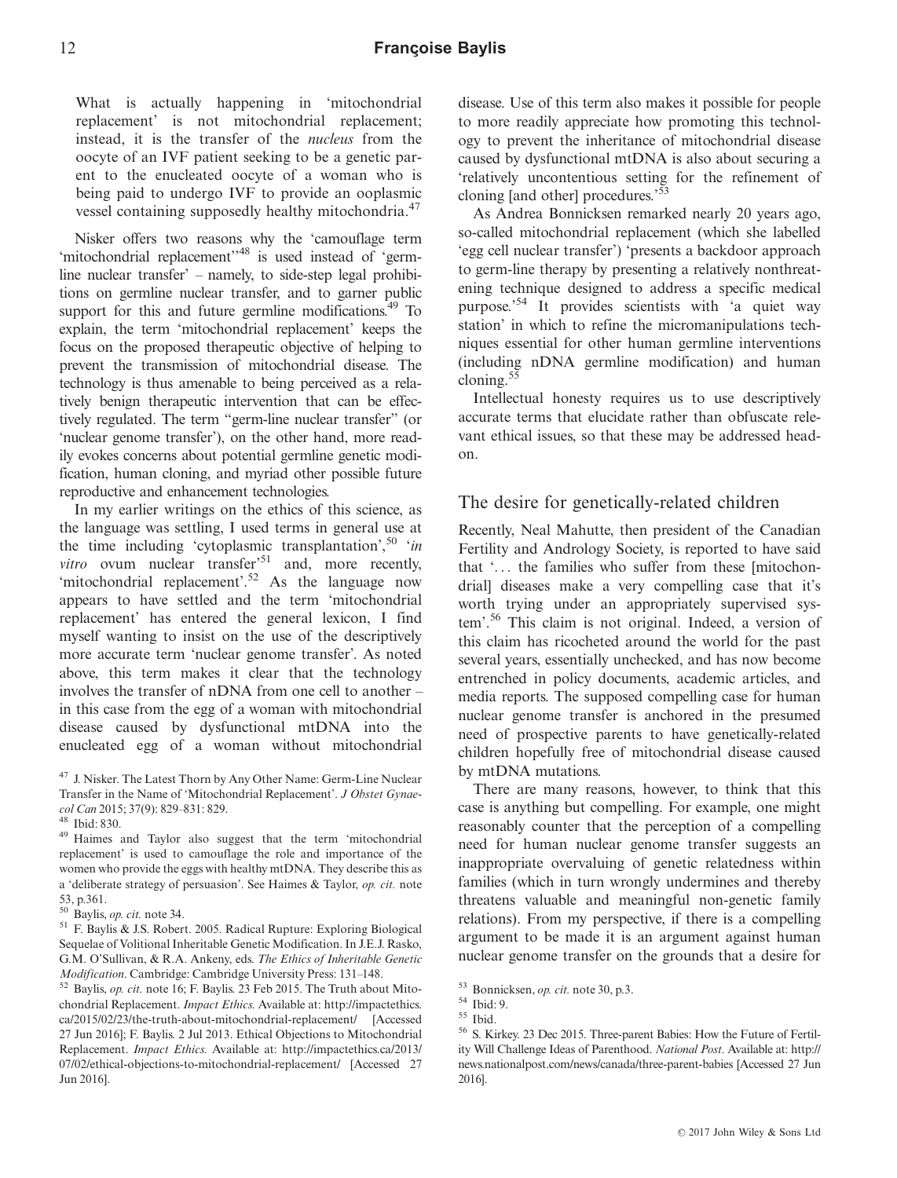> What is actually happening in 'mitochondrial replacement' is not mitochondrial replacement; instead, it is the transfer of the *nucleus* from the oocyte of an IVF patient seeking to be a genetic parent to the enucleated oocyte of a woman who is being paid to undergo IVF to provide an ooplasmic vessel containing supposedly healthy mitochondria.[47]

Nisker offers two reasons why the 'camouflage term 'mitochondrial replacement''[48] is used instead of 'germline nuclear transfer' – namely, to side-step legal prohibitions on germline nuclear transfer, and to garner public support for this and future germline modifications.[49] To explain, the term 'mitochondrial replacement' keeps the focus on the proposed therapeutic objective of helping to prevent the transmission of mitochondrial disease. The technology is thus amenable to being perceived as a relatively benign therapeutic intervention that can be effectively regulated. The term "germ-line nuclear transfer" (or 'nuclear genome transfer'), on the other hand, more readily evokes concerns about potential germline genetic modification, human cloning, and myriad other possible future reproductive and enhancement technologies.

In my earlier writings on the ethics of this science, as the language was settling, I used terms in general use at the time including 'cytoplasmic transplantation',[50] '*in vitro* ovum nuclear transfer'[51] and, more recently, 'mitochondrial replacement'.[52] As the language now appears to have settled and the term 'mitochondrial replacement' has entered the general lexicon, I find myself wanting to insist on the use of the descriptively more accurate term 'nuclear genome transfer'. As noted above, this term makes it clear that the technology involves the transfer of nDNA from one cell to another – in this case from the egg of a woman with mitochondrial disease caused by dysfunctional mtDNA into the enucleated egg of a woman without mitochondrial disease. Use of this term also makes it possible for people to more readily appreciate how promoting this technology to prevent the inheritance of mitochondrial disease caused by dysfunctional mtDNA is also about securing a 'relatively uncontentious setting for the refinement of cloning [and other] procedures.'[53]

As Andrea Bonnicksen remarked nearly 20 years ago, so-called mitochondrial replacement (which she labelled 'egg cell nuclear transfer') 'presents a backdoor approach to germ-line therapy by presenting a relatively nonthreatening technique designed to address a specific medical purpose.'[54] It provides scientists with 'a quiet way station' in which to refine the micromanipulations techniques essential for other human germline interventions (including nDNA germline modification) and human cloning.[55]

Intellectual honesty requires us to use descriptively accurate terms that elucidate rather than obfuscate relevant ethical issues, so that these may be addressed head-on.

## The desire for genetically-related children

Recently, Neal Mahutte, then president of the Canadian Fertility and Andrology Society, is reported to have said that '... the families who suffer from these [mitochondrial] diseases make a very compelling case that it's worth trying under an appropriately supervised system'.[56] This claim is not original. Indeed, a version of this claim has ricocheted around the world for the past several years, essentially unchecked, and has now become entrenched in policy documents, academic articles, and media reports. The supposed compelling case for human nuclear genome transfer is anchored in the presumed need of prospective parents to have genetically-related children hopefully free of mitochondrial disease caused by mtDNA mutations.

There are many reasons, however, to think that this case is anything but compelling. For example, one might reasonably counter that the perception of a compelling need for human nuclear genome transfer suggests an inappropriate overvaluing of genetic relatedness within families (which in turn wrongly undermines and thereby threatens valuable and meaningful non-genetic family relations). From my perspective, if there is a compelling argument to be made it is an argument against human nuclear genome transfer on the grounds that a desire for

---

[47] J. Nisker. The Latest Thorn by Any Other Name: Germ-Line Nuclear Transfer in the Name of 'Mitochondrial Replacement'. *J Obstet Gynaecol Can* 2015; 37(9): 829–831: 829.

[48] Ibid: 830.

[49] Haimes and Taylor also suggest that the term 'mitochondrial replacement' is used to camouflage the role and importance of the women who provide the eggs with healthy mtDNA. They describe this as a 'deliberate strategy of persuasion'. See Haimes & Taylor, *op. cit.* note 53, p.361.

[50] Baylis, *op. cit.* note 34.

[51] F. Baylis & J.S. Robert. 2005. Radical Rupture: Exploring Biological Sequelae of Volitional Inheritable Genetic Modification. In J.E.J. Rasko, G.M. O'Sullivan, & R.A. Ankeny, eds. *The Ethics of Inheritable Genetic Modification*. Cambridge: Cambridge University Press: 131–148.

[52] Baylis, *op. cit.* note 16; F. Baylis. 23 Feb 2015. The Truth about Mitochondrial Replacement. *Impact Ethics*. Available at: http://impactethics.ca/2015/02/23/the-truth-about-mitochondrial-replacement/ [Accessed 27 Jun 2016]; F. Baylis. 2 Jul 2013. Ethical Objections to Mitochondrial Replacement. *Impact Ethics*. Available at: http://impactethics.ca/2013/07/02/ethical-objections-to-mitochondrial-replacement/ [Accessed 27 Jun 2016].

[53] Bonnicksen, *op. cit.* note 30, p.3.

[54] Ibid: 9.

[55] Ibid.

[56] S. Kirkey. 23 Dec 2015. Three-parent Babies: How the Future of Fertility Will Challenge Ideas of Parenthood. *National Post*. Available at: http://news.nationalpost.com/news/canada/three-parent-babies [Accessed 27 Jun 2016].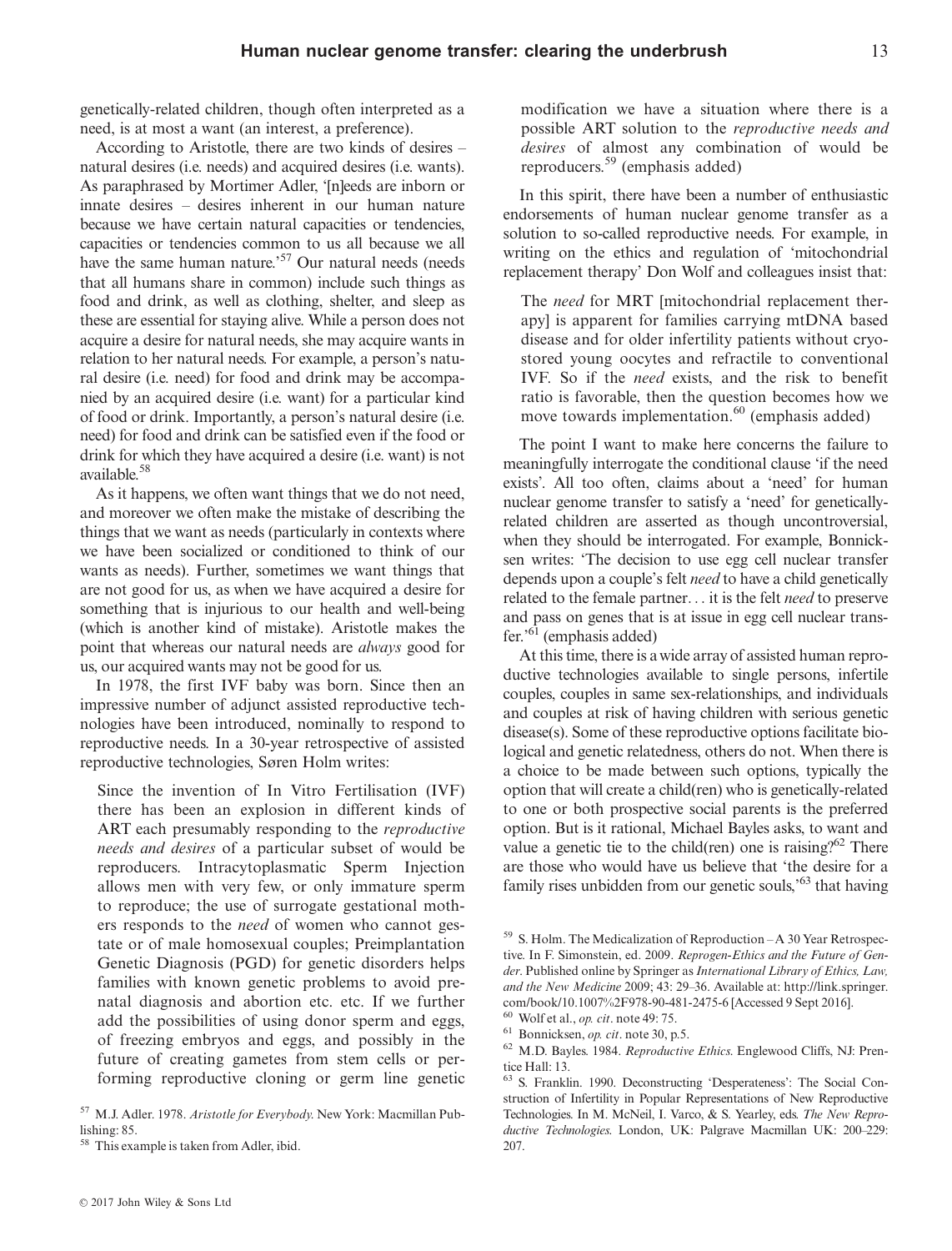genetically-related children, though often interpreted as a need, is at most a want (an interest, a preference).

According to Aristotle, there are two kinds of desires – natural desires (i.e. needs) and acquired desires (i.e. wants). As paraphrased by Mortimer Adler, '[n]eeds are inborn or innate desires – desires inherent in our human nature because we have certain natural capacities or tendencies, capacities or tendencies common to us all because we all have the same human nature.'[57] Our natural needs (needs that all humans share in common) include such things as food and drink, as well as clothing, shelter, and sleep as these are essential for staying alive. While a person does not acquire a desire for natural needs, she may acquire wants in relation to her natural needs. For example, a person's natural desire (i.e. need) for food and drink may be accompanied by an acquired desire (i.e. want) for a particular kind of food or drink. Importantly, a person's natural desire (i.e. need) for food and drink can be satisfied even if the food or drink for which they have acquired a desire (i.e. want) is not available.[58]

As it happens, we often want things that we do not need, and moreover we often make the mistake of describing the things that we want as needs (particularly in contexts where we have been socialized or conditioned to think of our wants as needs). Further, sometimes we want things that are not good for us, as when we have acquired a desire for something that is injurious to our health and well-being (which is another kind of mistake). Aristotle makes the point that whereas our natural needs are *always* good for us, our acquired wants may not be good for us.

In 1978, the first IVF baby was born. Since then an impressive number of adjunct assisted reproductive technologies have been introduced, nominally to respond to reproductive needs. In a 30-year retrospective of assisted reproductive technologies, Søren Holm writes:

> Since the invention of In Vitro Fertilisation (IVF) there has been an explosion in different kinds of ART each presumably responding to the *reproductive needs and desires* of a particular subset of would be reproducers. Intracytoplasmatic Sperm Injection allows men with very few, or only immature sperm to reproduce; the use of surrogate gestational mothers responds to the *need* of women who cannot gestate or of male homosexual couples; Preimplantation Genetic Diagnosis (PGD) for genetic disorders helps families with known genetic problems to avoid prenatal diagnosis and abortion etc. etc. If we further add the possibilities of using donor sperm and eggs, of freezing embryos and eggs, and possibly in the future of creating gametes from stem cells or performing reproductive cloning or germ line genetic modification we have a situation where there is a possible ART solution to the *reproductive needs and desires* of almost any combination of would be reproducers.[59] (emphasis added)

In this spirit, there have been a number of enthusiastic endorsements of human nuclear genome transfer as a solution to so-called reproductive needs. For example, in writing on the ethics and regulation of 'mitochondrial replacement therapy' Don Wolf and colleagues insist that:

> The *need* for MRT [mitochondrial replacement therapy] is apparent for families carrying mtDNA based disease and for older infertility patients without cryostored young oocytes and refractile to conventional IVF. So if the *need* exists, and the risk to benefit ratio is favorable, then the question becomes how we move towards implementation.[60] (emphasis added)

The point I want to make here concerns the failure to meaningfully interrogate the conditional clause 'if the need exists'. All too often, claims about a 'need' for human nuclear genome transfer to satisfy a 'need' for genetically-related children are asserted as though uncontroversial, when they should be interrogated. For example, Bonnicksen writes: 'The decision to use egg cell nuclear transfer depends upon a couple's felt *need* to have a child genetically related to the female partner... it is the felt *need* to preserve and pass on genes that is at issue in egg cell nuclear transfer.'[61] (emphasis added)

At this time, there is a wide array of assisted human reproductive technologies available to single persons, infertile couples, couples in same sex-relationships, and individuals and couples at risk of having children with serious genetic disease(s). Some of these reproductive options facilitate biological and genetic relatedness, others do not. When there is a choice to be made between such options, typically the option that will create a child(ren) who is genetically-related to one or both prospective social parents is the preferred option. But is it rational, Michael Bayles asks, to want and value a genetic tie to the child(ren) one is raising?[62] There are those who would have us believe that 'the desire for a family rises unbidden from our genetic souls,'[63] that having

---

[57] M.J. Adler. 1978. *Aristotle for Everybody*. New York: Macmillan Publishing: 85.

[58] This example is taken from Adler, ibid.

[59] S. Holm. The Medicalization of Reproduction – A 30 Year Retrospective. In F. Simonstein, ed. 2009. *Reprogen-Ethics and the Future of Gender*. Published online by Springer as *International Library of Ethics, Law, and the New Medicine* 2009; 43: 29–36. Available at: http://link.springer.com/book/10.1007%2F978-90-481-2475-6 [Accessed 9 Sept 2016].

[60] Wolf et al., *op. cit*. note 49: 75.

[61] Bonnicksen, *op. cit*. note 30, p.5.

[62] M.D. Bayles. 1984. *Reproductive Ethics*. Englewood Cliffs, NJ: Prentice Hall: 13.

[63] S. Franklin. 1990. Deconstructing 'Desperateness': The Social Construction of Infertility in Popular Representations of New Reproductive Technologies. In M. McNeil, I. Varco, & S. Yearley, eds. *The New Reproductive Technologies*. London, UK: Palgrave Macmillan UK: 200–229: 207.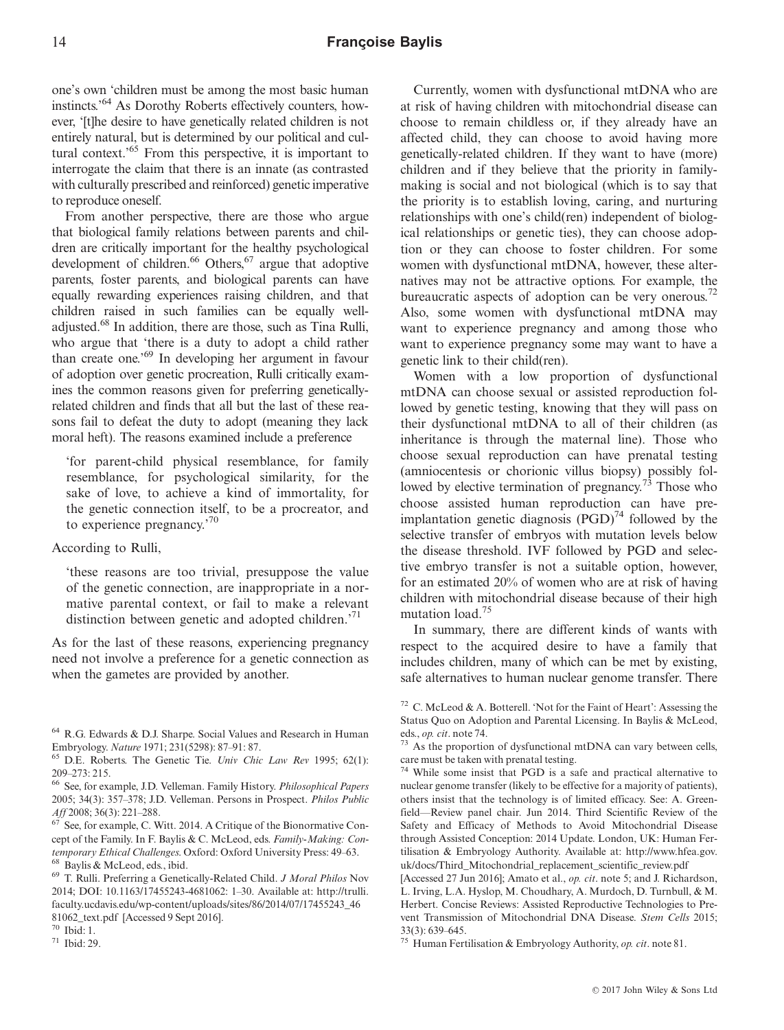one's own 'children must be among the most basic human instincts.'[64] As Dorothy Roberts effectively counters, however, '[t]he desire to have genetically related children is not entirely natural, but is determined by our political and cultural context.'[65] From this perspective, it is important to interrogate the claim that there is an innate (as contrasted with culturally prescribed and reinforced) genetic imperative to reproduce oneself.

From another perspective, there are those who argue that biological family relations between parents and children are critically important for the healthy psychological development of children.[66] Others,[67] argue that adoptive parents, foster parents, and biological parents can have equally rewarding experiences raising children, and that children raised in such families can be equally well-adjusted.[68] In addition, there are those, such as Tina Rulli, who argue that 'there is a duty to adopt a child rather than create one.'[69] In developing her argument in favour of adoption over genetic procreation, Rulli critically examines the common reasons given for preferring genetically-related children and finds that all but the last of these reasons fail to defeat the duty to adopt (meaning they lack moral heft). The reasons examined include a preference

> 'for parent-child physical resemblance, for family resemblance, for psychological similarity, for the sake of love, to achieve a kind of immortality, for the genetic connection itself, to be a procreator, and to experience pregnancy.'[70]

According to Rulli,

> 'these reasons are too trivial, presuppose the value of the genetic connection, are inappropriate in a normative parental context, or fail to make a relevant distinction between genetic and adopted children.'[71]

As for the last of these reasons, experiencing pregnancy need not involve a preference for a genetic connection as when the gametes are provided by another.

Currently, women with dysfunctional mtDNA who are at risk of having children with mitochondrial disease can choose to remain childless or, if they already have an affected child, they can choose to avoid having more genetically-related children. If they want to have (more) children and if they believe that the priority in family-making is social and not biological (which is to say that the priority is to establish loving, caring, and nurturing relationships with one's child(ren) independent of biological relationships or genetic ties), they can choose adoption or they can choose to foster children. For some women with dysfunctional mtDNA, however, these alternatives may not be attractive options. For example, the bureaucratic aspects of adoption can be very onerous.[72] Also, some women with dysfunctional mtDNA may want to experience pregnancy and among those who want to experience pregnancy some may want to have a genetic link to their child(ren).

Women with a low proportion of dysfunctional mtDNA can choose sexual or assisted reproduction followed by genetic testing, knowing that they will pass on their dysfunctional mtDNA to all of their children (as inheritance is through the maternal line). Those who choose sexual reproduction can have prenatal testing (amniocentesis or chorionic villus biopsy) possibly followed by elective termination of pregnancy.[73] Those who choose assisted human reproduction can have preimplantation genetic diagnosis (PGD)[74] followed by the selective transfer of embryos with mutation levels below the disease threshold. IVF followed by PGD and selective embryo transfer is not a suitable option, however, for an estimated 20% of women who are at risk of having children with mitochondrial disease because of their high mutation load.[75]

In summary, there are different kinds of wants with respect to the acquired desire to have a family that includes children, many of which can be met by existing, safe alternatives to human nuclear genome transfer. There

---

[64] R.G. Edwards & D.J. Sharpe. Social Values and Research in Human Embryology. *Nature* 1971; 231(5298): 87–91: 87.

[65] D.E. Roberts. The Genetic Tie. *Univ Chic Law Rev* 1995; 62(1): 209–273: 215.

[66] See, for example, J.D. Velleman. Family History. *Philosophical Papers* 2005; 34(3): 357–378; J.D. Velleman. Persons in Prospect. *Philos Public Aff* 2008; 36(3): 221–288.

[67] See, for example, C. Witt. 2014. A Critique of the Bionormative Concept of the Family. In F. Baylis & C. McLeod, eds. *Family-Making: Contemporary Ethical Challenges*. Oxford: Oxford University Press: 49–63.

[68] Baylis & McLeod, eds., ibid.

[69] T. Rulli. Preferring a Genetically-Related Child. *J Moral Philos* Nov 2014; DOI: 10.1163/17455243-4681062: 1–30. Available at: http://trulli.faculty.ucdavis.edu/wp-content/uploads/sites/86/2014/07/17455243_4681062_text.pdf [Accessed 9 Sept 2016].

[70] Ibid: 1.

[71] Ibid: 29.

[72] C. McLeod & A. Botterell. 'Not for the Faint of Heart': Assessing the Status Quo on Adoption and Parental Licensing. In Baylis & McLeod, eds., *op. cit*. note 74.

[73] As the proportion of dysfunctional mtDNA can vary between cells, care must be taken with prenatal testing.

[74] While some insist that PGD is a safe and practical alternative to nuclear genome transfer (likely to be effective for a majority of patients), others insist that the technology is of limited efficacy. See: A. Greenfield—Review panel chair. Jun 2014. Third Scientific Review of the Safety and Efficacy of Methods to Avoid Mitochondrial Disease through Assisted Conception: 2014 Update. London, UK: Human Fertilisation & Embryology Authority. Available at: http://www.hfea.gov.uk/docs/Third_Mitochondrial_replacement_scientific_review.pdf [Accessed 27 Jun 2016]; Amato et al., *op. cit*. note 5; and J. Richardson, L. Irving, L.A. Hyslop, M. Choudhary, A. Murdoch, D. Turnbull, & M. Herbert. Concise Reviews: Assisted Reproductive Technologies to Prevent Transmission of Mitochondrial DNA Disease. *Stem Cells* 2015; 33(3): 639–645.

[75] Human Fertilisation & Embryology Authority, *op. cit*. note 81.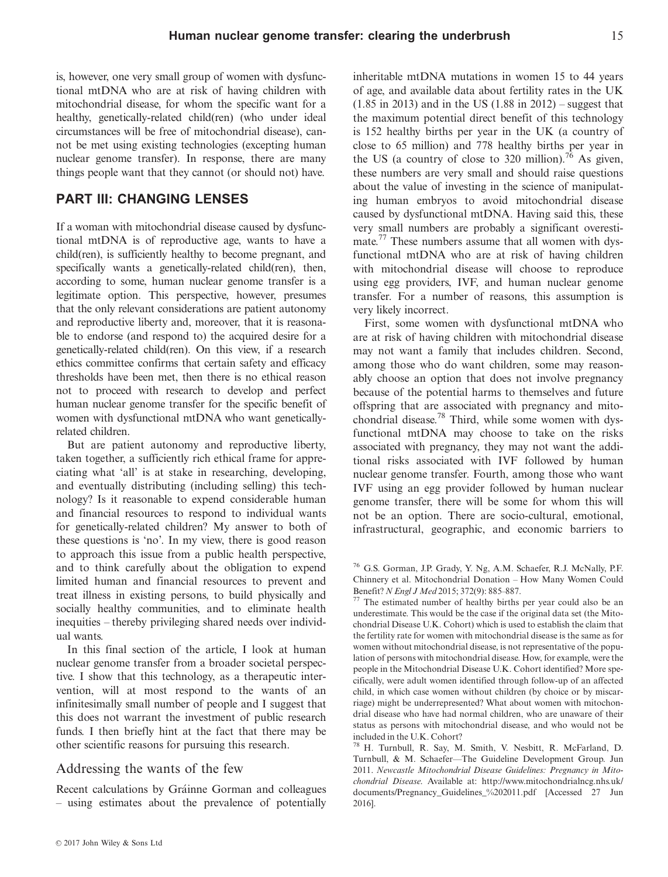is, however, one very small group of women with dysfunctional mtDNA who are at risk of having children with mitochondrial disease, for whom the specific want for a healthy, genetically-related child(ren) (who under ideal circumstances will be free of mitochondrial disease), cannot be met using existing technologies (excepting human nuclear genome transfer). In response, there are many things people want that they cannot (or should not) have.

## PART III: CHANGING LENSES

If a woman with mitochondrial disease caused by dysfunctional mtDNA is of reproductive age, wants to have a child(ren), is sufficiently healthy to become pregnant, and specifically wants a genetically-related child(ren), then, according to some, human nuclear genome transfer is a legitimate option. This perspective, however, presumes that the only relevant considerations are patient autonomy and reproductive liberty and, moreover, that it is reasonable to endorse (and respond to) the acquired desire for a genetically-related child(ren). On this view, if a research ethics committee confirms that certain safety and efficacy thresholds have been met, then there is no ethical reason not to proceed with research to develop and perfect human nuclear genome transfer for the specific benefit of women with dysfunctional mtDNA who want genetically-related children.

But are patient autonomy and reproductive liberty, taken together, a sufficiently rich ethical frame for appreciating what 'all' is at stake in researching, developing, and eventually distributing (including selling) this technology? Is it reasonable to expend considerable human and financial resources to respond to individual wants for genetically-related children? My answer to both of these questions is 'no'. In my view, there is good reason to approach this issue from a public health perspective, and to think carefully about the obligation to expend limited human and financial resources to prevent and treat illness in existing persons, to build physically and socially healthy communities, and to eliminate health inequities – thereby privileging shared needs over individual wants.

In this final section of the article, I look at human nuclear genome transfer from a broader societal perspective. I show that this technology, as a therapeutic intervention, will at most respond to the wants of an infinitesimally small number of people and I suggest that this does not warrant the investment of public research funds. I then briefly hint at the fact that there may be other scientific reasons for pursuing this research.

### Addressing the wants of the few

Recent calculations by Gráinne Gorman and colleagues – using estimates about the prevalence of potentially inheritable mtDNA mutations in women 15 to 44 years of age, and available data about fertility rates in the UK (1.85 in 2013) and in the US (1.88 in 2012) – suggest that the maximum potential direct benefit of this technology is 152 healthy births per year in the UK (a country of close to 65 million) and 778 healthy births per year in the US (a country of close to 320 million).[76] As given, these numbers are very small and should raise questions about the value of investing in the science of manipulating human embryos to avoid mitochondrial disease caused by dysfunctional mtDNA. Having said this, these very small numbers are probably a significant overestimate.[77] These numbers assume that all women with dysfunctional mtDNA who are at risk of having children with mitochondrial disease will choose to reproduce using egg providers, IVF, and human nuclear genome transfer. For a number of reasons, this assumption is very likely incorrect.

First, some women with dysfunctional mtDNA who are at risk of having children with mitochondrial disease may not want a family that includes children. Second, among those who do want children, some may reasonably choose an option that does not involve pregnancy because of the potential harms to themselves and future offspring that are associated with pregnancy and mitochondrial disease.[78] Third, while some women with dysfunctional mtDNA may choose to take on the risks associated with pregnancy, they may not want the additional risks associated with IVF followed by human nuclear genome transfer. Fourth, among those who want IVF using an egg provider followed by human nuclear genome transfer, there will be some for whom this will not be an option. There are socio-cultural, emotional, infrastructural, geographic, and economic barriers to

[76] G.S. Gorman, J.P. Grady, Y. Ng, A.M. Schaefer, R.J. McNally, P.F. Chinnery et al. Mitochondrial Donation – How Many Women Could Benefit? *N Engl J Med* 2015; 372(9): 885–887.

[77] The estimated number of healthy births per year could also be an underestimate. This would be the case if the original data set (the Mitochondrial Disease U.K. Cohort) which is used to establish the claim that the fertility rate for women with mitochondrial disease is the same as for women without mitochondrial disease, is not representative of the population of persons with mitochondrial disease. How, for example, were the people in the Mitochondrial Disease U.K. Cohort identified? More specifically, were adult women identified through follow-up of an affected child, in which case women without children (by choice or by miscarriage) might be underrepresented? What about women with mitochondrial disease who have had normal children, who are unaware of their status as persons with mitochondrial disease, and who would not be included in the U.K. Cohort?

[78] H. Turnbull, R. Say, M. Smith, V. Nesbitt, R. McFarland, D. Turnbull, & M. Schaefer—The Guideline Development Group. Jun 2011. *Newcastle Mitochondrial Disease Guidelines: Pregnancy in Mitochondrial Disease*. Available at: http://www.mitochondrialncg.nhs.uk/documents/Pregnancy_Guidelines_%202011.pdf [Accessed 27 Jun 2016].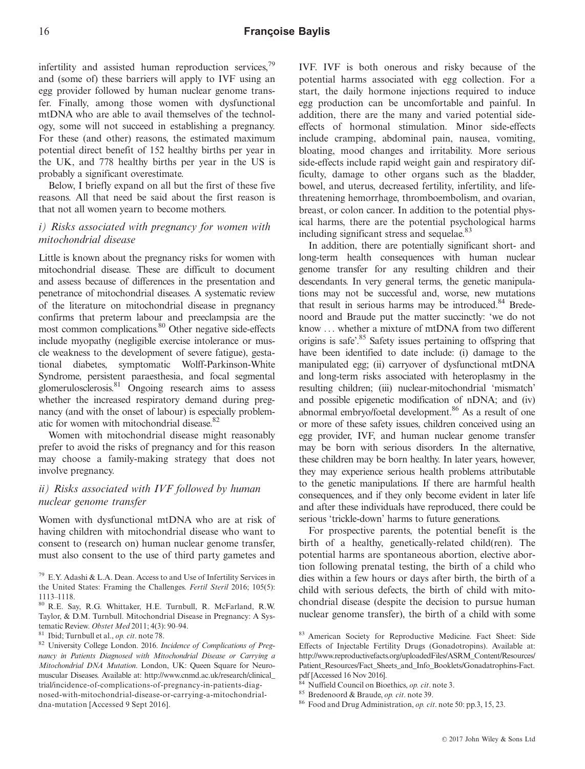infertility and assisted human reproduction services,[79] and (some of) these barriers will apply to IVF using an egg provider followed by human nuclear genome transfer. Finally, among those women with dysfunctional mtDNA who are able to avail themselves of the technology, some will not succeed in establishing a pregnancy. For these (and other) reasons, the estimated maximum potential direct benefit of 152 healthy births per year in the UK, and 778 healthy births per year in the US is probably a significant overestimate.

Below, I briefly expand on all but the first of these five reasons. All that need be said about the first reason is that not all women yearn to become mothers.

### *i) Risks associated with pregnancy for women with mitochondrial disease*

Little is known about the pregnancy risks for women with mitochondrial disease. These are difficult to document and assess because of differences in the presentation and penetrance of mitochondrial diseases. A systematic review of the literature on mitochondrial disease in pregnancy confirms that preterm labour and preeclampsia are the most common complications.[80] Other negative side-effects include myopathy (negligible exercise intolerance or muscle weakness to the development of severe fatigue), gestational diabetes, symptomatic Wolff-Parkinson-White Syndrome, persistent paraesthesia, and focal segmental glomerulosclerosis.[81] Ongoing research aims to assess whether the increased respiratory demand during pregnancy (and with the onset of labour) is especially problematic for women with mitochondrial disease.[82]

Women with mitochondrial disease might reasonably prefer to avoid the risks of pregnancy and for this reason may choose a family-making strategy that does not involve pregnancy.

### *ii) Risks associated with IVF followed by human nuclear genome transfer*

Women with dysfunctional mtDNA who are at risk of having children with mitochondrial disease who want to consent to (research on) human nuclear genome transfer, must also consent to the use of third party gametes and IVF. IVF is both onerous and risky because of the potential harms associated with egg collection. For a start, the daily hormone injections required to induce egg production can be uncomfortable and painful. In addition, there are the many and varied potential side-effects of hormonal stimulation. Minor side-effects include cramping, abdominal pain, nausea, vomiting, bloating, mood changes and irritability. More serious side-effects include rapid weight gain and respiratory difficulty, damage to other organs such as the bladder, bowel, and uterus, decreased fertility, infertility, and life-threatening hemorrhage, thromboembolism, and ovarian, breast, or colon cancer. In addition to the potential physical harms, there are the potential psychological harms including significant stress and sequelae.[83]

In addition, there are potentially significant short- and long-term health consequences with human nuclear genome transfer for any resulting children and their descendants. In very general terms, the genetic manipulations may not be successful and, worse, new mutations that result in serious harms may be introduced.[84] Bredenoord and Braude put the matter succinctly: 'we do not know ... whether a mixture of mtDNA from two different origins is safe'.[85] Safety issues pertaining to offspring that have been identified to date include: (i) damage to the manipulated egg; (ii) carryover of dysfunctional mtDNA and long-term risks associated with heteroplasmy in the resulting children; (iii) nuclear-mitochondrial 'mismatch' and possible epigenetic modification of nDNA; and (iv) abnormal embryo/foetal development.[86] As a result of one or more of these safety issues, children conceived using an egg provider, IVF, and human nuclear genome transfer may be born with serious disorders. In the alternative, these children may be born healthy. In later years, however, they may experience serious health problems attributable to the genetic manipulations. If there are harmful health consequences, and if they only become evident in later life and after these individuals have reproduced, there could be serious 'trickle-down' harms to future generations.

For prospective parents, the potential benefit is the birth of a healthy, genetically-related child(ren). The potential harms are spontaneous abortion, elective abortion following prenatal testing, the birth of a child who dies within a few hours or days after birth, the birth of a child with serious defects, the birth of child with mitochondrial disease (despite the decision to pursue human nuclear genome transfer), the birth of a child with some

---

[79] E.Y. Adashi & L.A. Dean. Access to and Use of Infertility Services in the United States: Framing the Challenges. *Fertil Steril* 2016; 105(5): 1113–1118.

[80] R.E. Say, R.G. Whittaker, H.E. Turnbull, R. McFarland, R.W. Taylor, & D.M. Turnbull. Mitochondrial Disease in Pregnancy: A Systematic Review. *Obstet Med* 2011; 4(3): 90–94.

[81] Ibid; Turnbull et al., *op. cit*. note 78.

[82] University College London. 2016. *Incidence of Complications of Pregnancy in Patients Diagnosed with Mitochondrial Disease or Carrying a Mitochondrial DNA Mutation*. London, UK: Queen Square for Neuromuscular Diseases. Available at: http://www.cnmd.ac.uk/research/clinical_trial/incidence-of-complications-of-pregnancy-in-patients-diagnosed-with-mitochondrial-disease-or-carrying-a-mitochondrial-dna-mutation [Accessed 9 Sept 2016].

[83] American Society for Reproductive Medicine. Fact Sheet: Side Effects of Injectable Fertility Drugs (Gonadotropins). Available at: http://www.reproductivefacts.org/uploadedFiles/ASRM_Content/Resources/Patient_Resources/Fact_Sheets_and_Info_Booklets/Gonadatrophins-Fact.pdf [Accessed 16 Nov 2016].

[84] Nuffield Council on Bioethics, *op. cit*. note 3.

[85] Bredenoord & Braude, *op. cit*. note 39.

[86] Food and Drug Administration, *op. cit*. note 50: pp.3, 15, 23.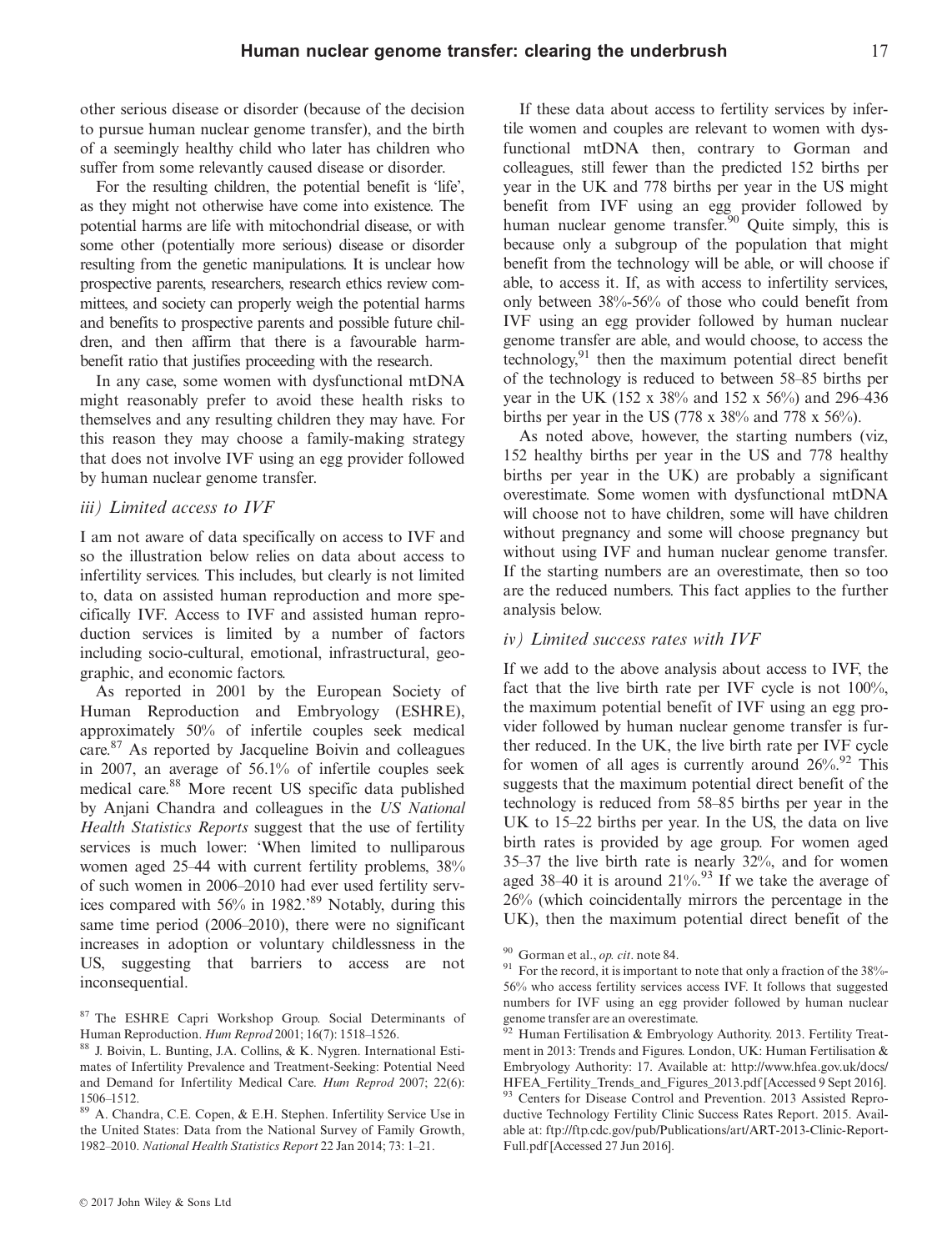other serious disease or disorder (because of the decision to pursue human nuclear genome transfer), and the birth of a seemingly healthy child who later has children who suffer from some relevantly caused disease or disorder.

For the resulting children, the potential benefit is 'life', as they might not otherwise have come into existence. The potential harms are life with mitochondrial disease, or with some other (potentially more serious) disease or disorder resulting from the genetic manipulations. It is unclear how prospective parents, researchers, research ethics review committees, and society can properly weigh the potential harms and benefits to prospective parents and possible future children, and then affirm that there is a favourable harm-benefit ratio that justifies proceeding with the research.

In any case, some women with dysfunctional mtDNA might reasonably prefer to avoid these health risks to themselves and any resulting children they may have. For this reason they may choose a family-making strategy that does not involve IVF using an egg provider followed by human nuclear genome transfer.

### *iii) Limited access to IVF*

I am not aware of data specifically on access to IVF and so the illustration below relies on data about access to infertility services. This includes, but clearly is not limited to, data on assisted human reproduction and more specifically IVF. Access to IVF and assisted human reproduction services is limited by a number of factors including socio-cultural, emotional, infrastructural, geographic, and economic factors.

As reported in 2001 by the European Society of Human Reproduction and Embryology (ESHRE), approximately 50% of infertile couples seek medical care.[87] As reported by Jacqueline Boivin and colleagues in 2007, an average of 56.1% of infertile couples seek medical care.[88] More recent US specific data published by Anjani Chandra and colleagues in the *US National Health Statistics Reports* suggest that the use of fertility services is much lower: 'When limited to nulliparous women aged 25–44 with current fertility problems, 38% of such women in 2006–2010 had ever used fertility services compared with 56% in 1982.'[89] Notably, during this same time period (2006–2010), there were no significant increases in adoption or voluntary childlessness in the US, suggesting that barriers to access are not inconsequential.

If these data about access to fertility services by infertile women and couples are relevant to women with dysfunctional mtDNA then, contrary to Gorman and colleagues, still fewer than the predicted 152 births per year in the UK and 778 births per year in the US might benefit from IVF using an egg provider followed by human nuclear genome transfer.[90] Quite simply, this is because only a subgroup of the population that might benefit from the technology will be able, or will choose if able, to access it. If, as with access to infertility services, only between 38%-56% of those who could benefit from IVF using an egg provider followed by human nuclear genome transfer are able, and would choose, to access the technology,[91] then the maximum potential direct benefit of the technology is reduced to between 58–85 births per year in the UK (152 x 38% and 152 x 56%) and 296–436 births per year in the US (778 x 38% and 778 x 56%).

As noted above, however, the starting numbers (viz, 152 healthy births per year in the US and 778 healthy births per year in the UK) are probably a significant overestimate. Some women with dysfunctional mtDNA will choose not to have children, some will have children without pregnancy and some will choose pregnancy but without using IVF and human nuclear genome transfer. If the starting numbers are an overestimate, then so too are the reduced numbers. This fact applies to the further analysis below.

### *iv) Limited success rates with IVF*

If we add to the above analysis about access to IVF, the fact that the live birth rate per IVF cycle is not 100%, the maximum potential benefit of IVF using an egg provider followed by human nuclear genome transfer is further reduced. In the UK, the live birth rate per IVF cycle for women of all ages is currently around 26%.[92] This suggests that the maximum potential direct benefit of the technology is reduced from 58–85 births per year in the UK to 15–22 births per year. In the US, the data on live birth rates is provided by age group. For women aged 35–37 the live birth rate is nearly 32%, and for women aged 38–40 it is around 21%.[93] If we take the average of 26% (which coincidentally mirrors the percentage in the UK), then the maximum potential direct benefit of the

---

[87] The ESHRE Capri Workshop Group. Social Determinants of Human Reproduction. *Hum Reprod* 2001; 16(7): 1518–1526.

[88] J. Boivin, L. Bunting, J.A. Collins, & K. Nygren. International Estimates of Infertility Prevalence and Treatment-Seeking: Potential Need and Demand for Infertility Medical Care. *Hum Reprod* 2007; 22(6): 1506–1512.

[89] A. Chandra, C.E. Copen, & E.H. Stephen. Infertility Service Use in the United States: Data from the National Survey of Family Growth, 1982–2010. *National Health Statistics Report* 22 Jan 2014; 73: 1–21.

[90] Gorman et al., *op. cit*. note 84.

[91] For the record, it is important to note that only a fraction of the 38%-56% who access fertility services access IVF. It follows that suggested numbers for IVF using an egg provider followed by human nuclear genome transfer are an overestimate.

[92] Human Fertilisation & Embryology Authority. 2013. Fertility Treatment in 2013: Trends and Figures. London, UK: Human Fertilisation & Embryology Authority: 17. Available at: http://www.hfea.gov.uk/docs/HFEA_Fertility_Trends_and_Figures_2013.pdf [Accessed 9 Sept 2016].

[93] Centers for Disease Control and Prevention. 2013 Assisted Reproductive Technology Fertility Clinic Success Rates Report. 2015. Available at: ftp://ftp.cdc.gov/pub/Publications/art/ART-2013-Clinic-Report-Full.pdf [Accessed 27 Jun 2016].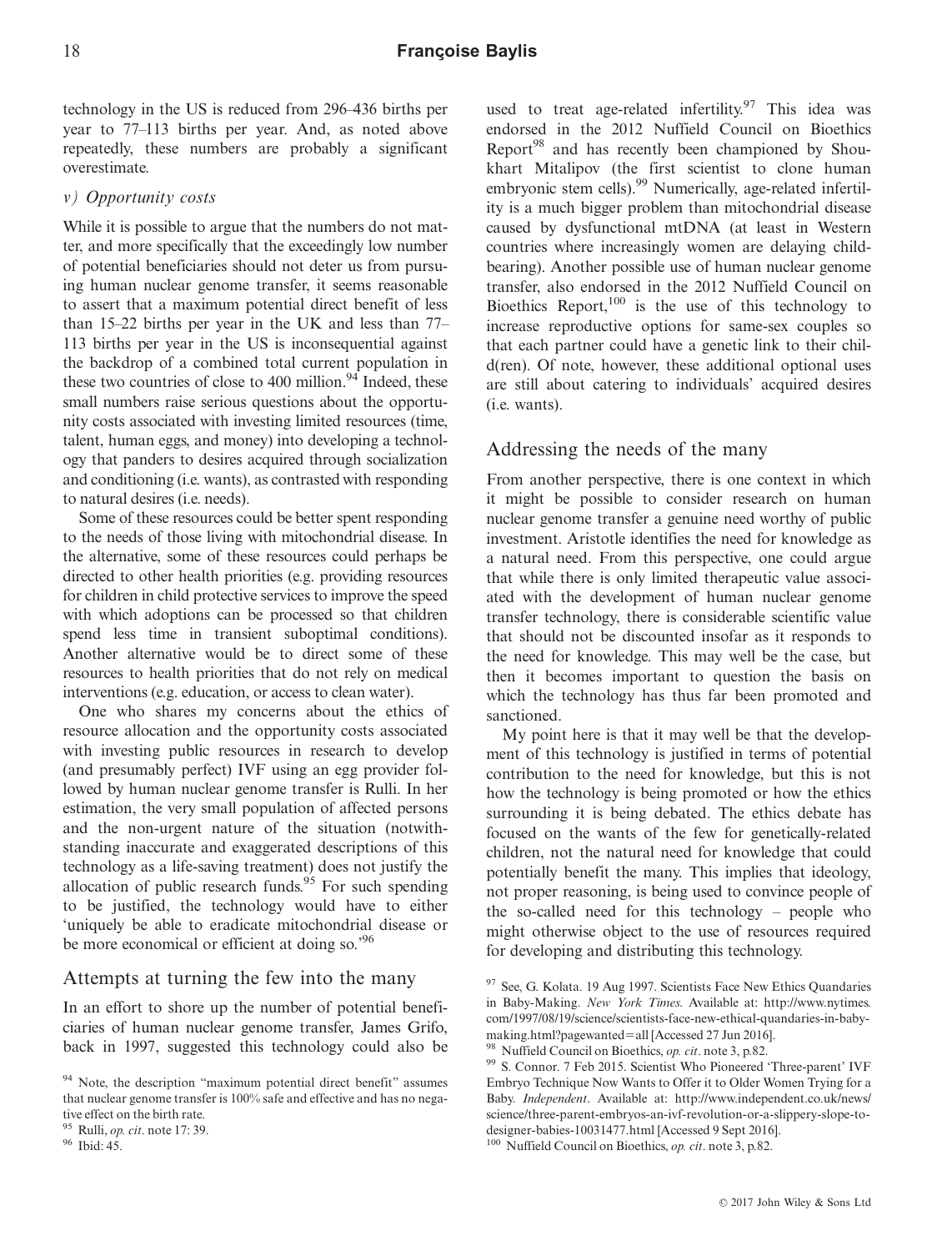technology in the US is reduced from 296–436 births per year to 77–113 births per year. And, as noted above repeatedly, these numbers are probably a significant overestimate.

### *v) Opportunity costs*

While it is possible to argue that the numbers do not matter, and more specifically that the exceedingly low number of potential beneficiaries should not deter us from pursuing human nuclear genome transfer, it seems reasonable to assert that a maximum potential direct benefit of less than 15–22 births per year in the UK and less than 77–113 births per year in the US is inconsequential against the backdrop of a combined total current population in these two countries of close to 400 million.[94] Indeed, these small numbers raise serious questions about the opportunity costs associated with investing limited resources (time, talent, human eggs, and money) into developing a technology that panders to desires acquired through socialization and conditioning (i.e. wants), as contrasted with responding to natural desires (i.e. needs).

Some of these resources could be better spent responding to the needs of those living with mitochondrial disease. In the alternative, some of these resources could perhaps be directed to other health priorities (e.g. providing resources for children in child protective services to improve the speed with which adoptions can be processed so that children spend less time in transient suboptimal conditions). Another alternative would be to direct some of these resources to health priorities that do not rely on medical interventions (e.g. education, or access to clean water).

One who shares my concerns about the ethics of resource allocation and the opportunity costs associated with investing public resources in research to develop (and presumably perfect) IVF using an egg provider followed by human nuclear genome transfer is Rulli. In her estimation, the very small population of affected persons and the non-urgent nature of the situation (notwithstanding inaccurate and exaggerated descriptions of this technology as a life-saving treatment) does not justify the allocation of public research funds.[95] For such spending to be justified, the technology would have to either 'uniquely be able to eradicate mitochondrial disease or be more economical or efficient at doing so.'[96]

## Attempts at turning the few into the many

In an effort to shore up the number of potential beneficiaries of human nuclear genome transfer, James Grifo, back in 1997, suggested this technology could also be used to treat age-related infertility.[97] This idea was endorsed in the 2012 Nuffield Council on Bioethics Report[98] and has recently been championed by Shoukhart Mitalipov (the first scientist to clone human embryonic stem cells).[99] Numerically, age-related infertility is a much bigger problem than mitochondrial disease caused by dysfunctional mtDNA (at least in Western countries where increasingly women are delaying childbearing). Another possible use of human nuclear genome transfer, also endorsed in the 2012 Nuffield Council on Bioethics Report,[100] is the use of this technology to increase reproductive options for same-sex couples so that each partner could have a genetic link to their child(ren). Of note, however, these additional optional uses are still about catering to individuals' acquired desires (i.e. wants).

## Addressing the needs of the many

From another perspective, there is one context in which it might be possible to consider research on human nuclear genome transfer a genuine need worthy of public investment. Aristotle identifies the need for knowledge as a natural need. From this perspective, one could argue that while there is only limited therapeutic value associated with the development of human nuclear genome transfer technology, there is considerable scientific value that should not be discounted insofar as it responds to the need for knowledge. This may well be the case, but then it becomes important to question the basis on which the technology has thus far been promoted and sanctioned.

My point here is that it may well be that the development of this technology is justified in terms of potential contribution to the need for knowledge, but this is not how the technology is being promoted or how the ethics surrounding it is being debated. The ethics debate has focused on the wants of the few for genetically-related children, not the natural need for knowledge that could potentially benefit the many. This implies that ideology, not proper reasoning, is being used to convince people of the so-called need for this technology – people who might otherwise object to the use of resources required for developing and distributing this technology.

---

[94] Note, the description "maximum potential direct benefit" assumes that nuclear genome transfer is 100% safe and effective and has no negative effect on the birth rate.

[95] Rulli, *op. cit*. note 17: 39.

[96] Ibid: 45.

[97] See, G. Kolata. 19 Aug 1997. Scientists Face New Ethics Quandaries in Baby-Making. *New York Times*. Available at: http://www.nytimes.com/1997/08/19/science/scientists-face-new-ethical-quandaries-in-baby-making.html?pagewanted=all [Accessed 27 Jun 2016].

[98] Nuffield Council on Bioethics, *op. cit*. note 3, p.82.

[99] S. Connor. 7 Feb 2015. Scientist Who Pioneered 'Three-parent' IVF Embryo Technique Now Wants to Offer it to Older Women Trying for a Baby. *Independent*. Available at: http://www.independent.co.uk/news/science/three-parent-embryos-an-ivf-revolution-or-a-slippery-slope-to-designer-babies-10031477.html [Accessed 9 Sept 2016].

[100] Nuffield Council on Bioethics, *op. cit*. note 3, p.82.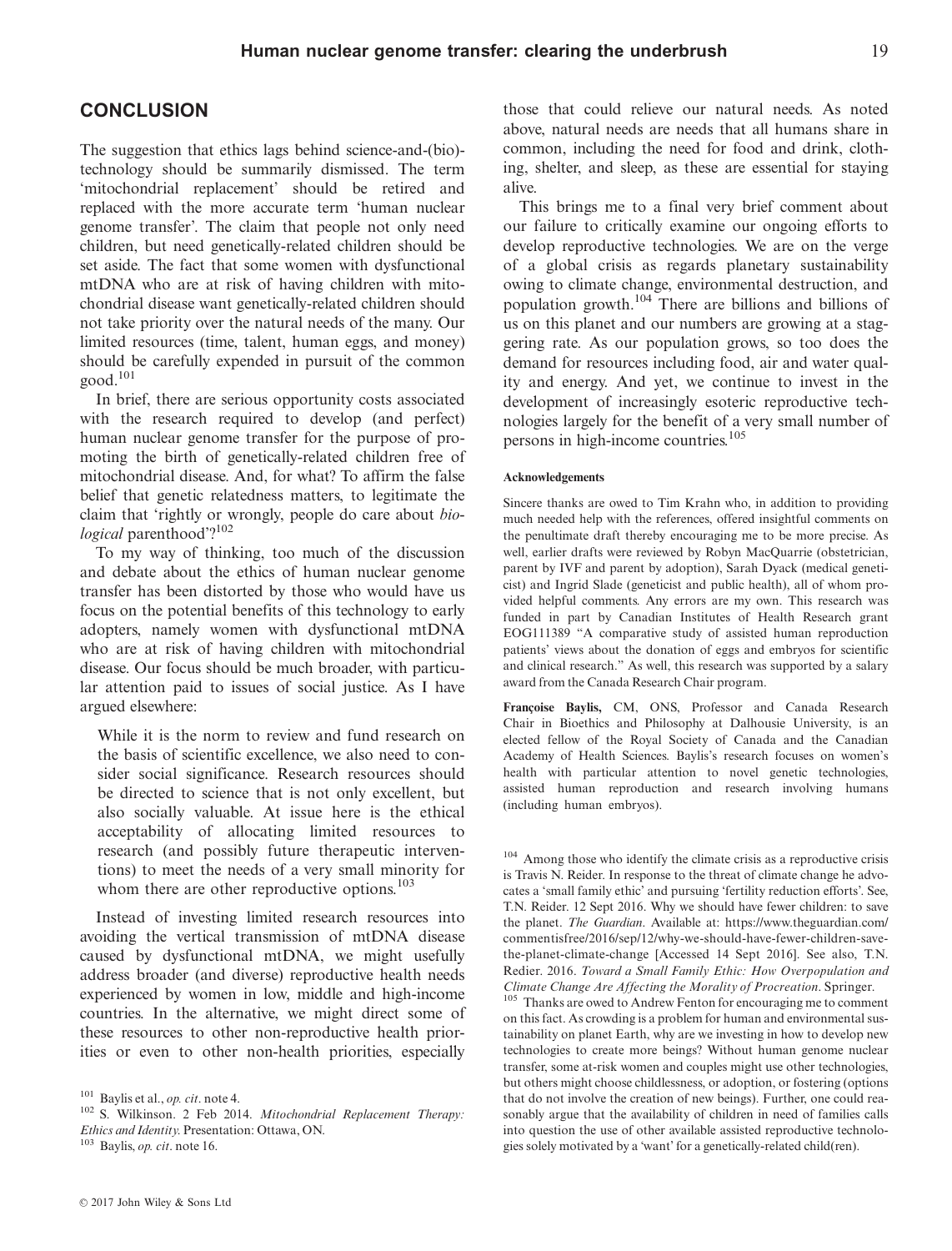## CONCLUSION

The suggestion that ethics lags behind science-and-(bio)-technology should be summarily dismissed. The term 'mitochondrial replacement' should be retired and replaced with the more accurate term 'human nuclear genome transfer'. The claim that people not only need children, but need genetically-related children should be set aside. The fact that some women with dysfunctional mtDNA who are at risk of having children with mitochondrial disease want genetically-related children should not take priority over the natural needs of the many. Our limited resources (time, talent, human eggs, and money) should be carefully expended in pursuit of the common good.[101]

In brief, there are serious opportunity costs associated with the research required to develop (and perfect) human nuclear genome transfer for the purpose of promoting the birth of genetically-related children free of mitochondrial disease. And, for what? To affirm the false belief that genetic relatedness matters, to legitimate the claim that 'rightly or wrongly, people do care about *biological* parenthood'?[102]

To my way of thinking, too much of the discussion and debate about the ethics of human nuclear genome transfer has been distorted by those who would have us focus on the potential benefits of this technology to early adopters, namely women with dysfunctional mtDNA who are at risk of having children with mitochondrial disease. Our focus should be much broader, with particular attention paid to issues of social justice. As I have argued elsewhere:

> While it is the norm to review and fund research on the basis of scientific excellence, we also need to consider social significance. Research resources should be directed to science that is not only excellent, but also socially valuable. At issue here is the ethical acceptability of allocating limited resources to research (and possibly future therapeutic interventions) to meet the needs of a very small minority for whom there are other reproductive options.[103]

Instead of investing limited research resources into avoiding the vertical transmission of mtDNA disease caused by dysfunctional mtDNA, we might usefully address broader (and diverse) reproductive health needs experienced by women in low, middle and high-income countries. In the alternative, we might direct some of these resources to other non-reproductive health priorities or even to other non-health priorities, especially those that could relieve our natural needs. As noted above, natural needs are needs that all humans share in common, including the need for food and drink, clothing, shelter, and sleep, as these are essential for staying alive.

This brings me to a final very brief comment about our failure to critically examine our ongoing efforts to develop reproductive technologies. We are on the verge of a global crisis as regards planetary sustainability owing to climate change, environmental destruction, and population growth.[104] There are billions and billions of us on this planet and our numbers are growing at a staggering rate. As our population grows, so too does the demand for resources including food, air and water quality and energy. And yet, we continue to invest in the development of increasingly esoteric reproductive technologies largely for the benefit of a very small number of persons in high-income countries.[105]

#### Acknowledgements

Sincere thanks are owed to Tim Krahn who, in addition to providing much needed help with the references, offered insightful comments on the penultimate draft thereby encouraging me to be more precise. As well, earlier drafts were reviewed by Robyn MacQuarrie (obstetrician, parent by IVF and parent by adoption), Sarah Dyack (medical geneticist) and Ingrid Slade (geneticist and public health), all of whom provided helpful comments. Any errors are my own. This research was funded in part by Canadian Institutes of Health Research grant EOG111389 "A comparative study of assisted human reproduction patients' views about the donation of eggs and embryos for scientific and clinical research." As well, this research was supported by a salary award from the Canada Research Chair program.

**Françoise Baylis,** CM, ONS, Professor and Canada Research Chair in Bioethics and Philosophy at Dalhousie University, is an elected fellow of the Royal Society of Canada and the Canadian Academy of Health Sciences. Baylis's research focuses on women's health with particular attention to novel genetic technologies, assisted human reproduction and research involving humans (including human embryos).

---

[101] Baylis et al., *op. cit.* note 4.

[102] S. Wilkinson. 2 Feb 2014. *Mitochondrial Replacement Therapy: Ethics and Identity.* Presentation: Ottawa, ON.

[103] Baylis, *op. cit.* note 16.

[104] Among those who identify the climate crisis as a reproductive crisis is Travis N. Reider. In response to the threat of climate change he advocates a 'small family ethic' and pursuing 'fertility reduction efforts'. See, T.N. Reider. 12 Sept 2016. Why we should have fewer children: to save the planet. *The Guardian*. Available at: https://www.theguardian.com/commentisfree/2016/sep/12/why-we-should-have-fewer-children-save-the-planet-climate-change [Accessed 14 Sept 2016]. See also, T.N. Redier. 2016. *Toward a Small Family Ethic: How Overpopulation and Climate Change Are Affecting the Morality of Procreation*. Springer.

[105] Thanks are owed to Andrew Fenton for encouraging me to comment on this fact. As crowding is a problem for human and environmental sustainability on planet Earth, why are we investing in how to develop new technologies to create more beings? Without human genome nuclear transfer, some at-risk women and couples might use other technologies, but others might choose childlessness, or adoption, or fostering (options that do not involve the creation of new beings). Further, one could reasonably argue that the availability of children in need of families calls into question the use of other available assisted reproductive technologies solely motivated by a 'want' for a genetically-related child(ren).